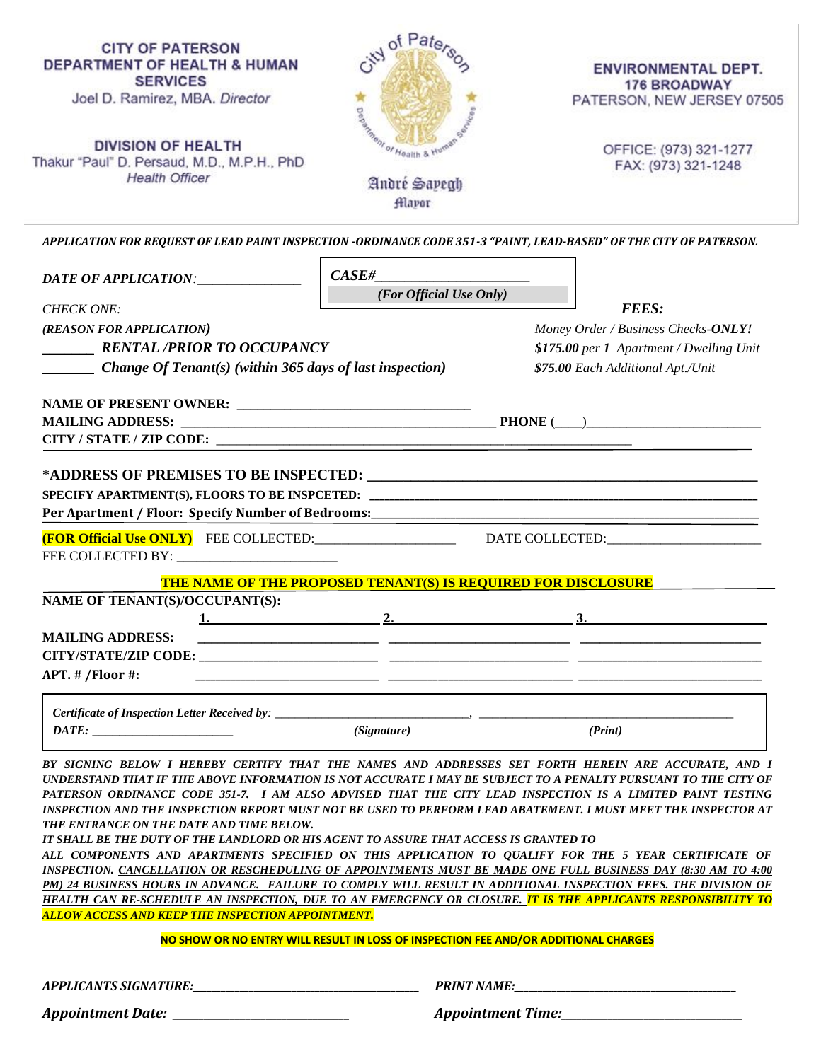**CITY OF PATERSON**
**DEPARTMENT OF HEALTH & HUMAN SERVICES**
Joel D. Ramirez, MBA. *Director*

**DIVISION OF HEALTH**
Thakur "Paul" D. Persaud, M.D., M.P.H., PhD
*Health Officer*

André Sayegh
Mayor

**ENVIRONMENTAL DEPT.**
**176 BROADWAY**
PATERSON, NEW JERSEY 07505

OFFICE: (973) 321-1277
FAX: (973) 321-1248

***APPLICATION FOR REQUEST OF LEAD PAINT INSPECTION -ORDINANCE CODE 351-3 "PAINT, LEAD-BASED" OF THE CITY OF PATERSON.***

*DATE OF APPLICATION:*_______________

***CASE#*___________________**
***(For Official Use Only)***

*CHECK ONE:*
***(REASON FOR APPLICATION)***
_______ ***RENTAL /PRIOR TO OCCUPANCY***
_______ ***Change Of Tenant(s) (within 365 days of last inspection)***

***FEES:***
*Money Order / Business Checks-**ONLY!***
***$175.00** per **1**–Apartment / Dwelling Unit*
***$75.00** Each Additional Apt./Unit*

**NAME OF PRESENT OWNER:** ___________________________________
**MAILING ADDRESS:** _______________________________________________ **PHONE** (___)_________________________
**CITY / STATE / ZIP CODE:** _________________________________________________________________

\***ADDRESS OF PREMISES TO BE INSPECTED:** _____________________________________________________
**SPECIFY APARTMENT(S), FLOORS TO BE INSPCETED:** ______________________________________________
**Per Apartment / Floor: Specify Number of Bedrooms:**_______________________________________________

**(FOR Official Use ONLY)** FEE COLLECTED:____________________ DATE COLLECTED:______________________
FEE COLLECTED BY: ________________________

**THE NAME OF THE PROPOSED TENANT(S) IS REQUIRED FOR DISCLOSURE**

| **NAME OF TENANT(S)/OCCUPANT(S):** | **1.** | **2.** | **3.** |
|---|---|---|---|
| **MAILING ADDRESS:** | | | |
| **CITY/STATE/ZIP CODE:** | | | |
| **APT. # /Floor #:** | | | |

*Certificate of Inspection Letter Received by:* _______________________________, _______________________________________
*DATE:* ______________________ *(Signature)* *(Print)*

***BY SIGNING BELOW I HEREBY CERTIFY THAT THE NAMES AND ADDRESSES SET FORTH HEREIN ARE ACCURATE, AND I UNDERSTAND THAT IF THE ABOVE INFORMATION IS NOT ACCURATE I MAY BE SUBJECT TO A PENALTY PURSUANT TO THE CITY OF PATERSON ORDINANCE CODE 351-7. I AM ALSO ADVISED THAT THE CITY LEAD INSPECTION IS A LIMITED PAINT TESTING INSPECTION AND THE INSPECTION REPORT MUST NOT BE USED TO PERFORM LEAD ABATEMENT. I MUST MEET THE INSPECTOR AT THE ENTRANCE ON THE DATE AND TIME BELOW.***
***IT SHALL BE THE DUTY OF THE LANDLORD OR HIS AGENT TO ASSURE THAT ACCESS IS GRANTED TO ALL COMPONENTS AND APARTMENTS SPECIFIED ON THIS APPLICATION TO QUALIFY FOR THE 5 YEAR CERTIFICATE OF INSPECTION. CANCELLATION OR RESCHEDULING OF APPOINTMENTS MUST BE MADE ONE FULL BUSINESS DAY (8:30 AM TO 4:00 PM) 24 BUSINESS HOURS IN ADVANCE. FAILURE TO COMPLY WILL RESULT IN ADDITIONAL INSPECTION FEES. THE DIVISION OF HEALTH CAN RE-SCHEDULE AN INSPECTION, DUE TO AN EMERGENCY OR CLOSURE. IT IS THE APPLICANTS RESPONSIBILITY TO ALLOW ACCESS AND KEEP THE INSPECTION APPOINTMENT.***

**NO SHOW OR NO ENTRY WILL RESULT IN LOSS OF INSPECTION FEE AND/OR ADDITIONAL CHARGES**

***APPLICANTS SIGNATURE:***_____________________________________ ***PRINT NAME:***___________________________________

***Appointment Date:*** ____________________________ ***Appointment Time:***____________________________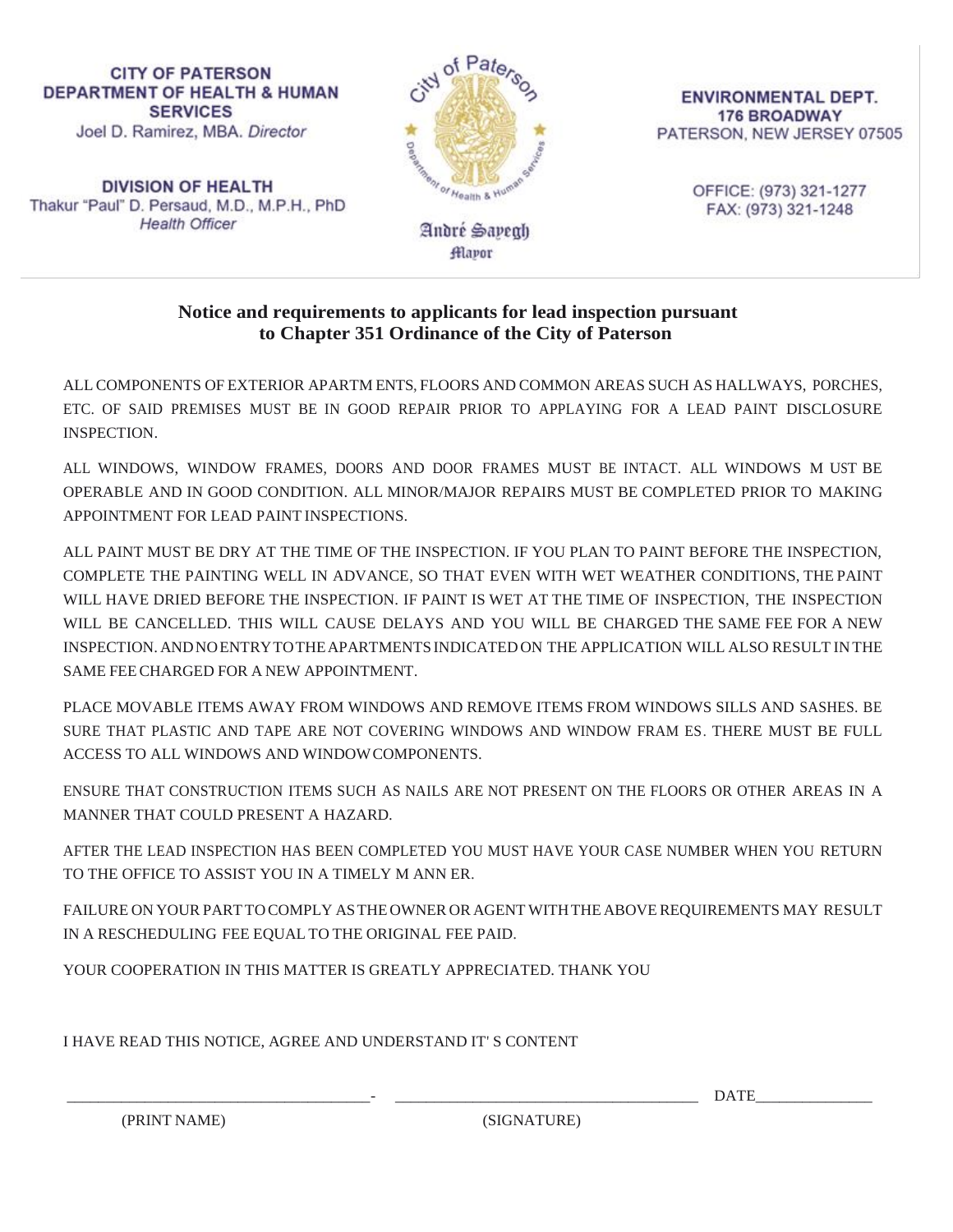**CITY OF PATERSON**
**DEPARTMENT OF HEALTH & HUMAN SERVICES**
Joel D. Ramirez, MBA. *Director*

**DIVISION OF HEALTH**
Thakur "Paul" D. Persaud, M.D., M.P.H., PhD
*Health Officer*

City of Paterson
Department of Health & Human Services

André Sayegh
Mayor

**ENVIRONMENTAL DEPT.**
**176 BROADWAY**
PATERSON, NEW JERSEY 07505

OFFICE: (973) 321-1277
FAX: (973) 321-1248

## Notice and requirements to applicants for lead inspection pursuant to Chapter 351 Ordinance of the City of Paterson

ALL COMPONENTS OF EXTERIOR APARTM ENTS, FLOORS AND COMMON AREAS SUCH AS HALLWAYS, PORCHES, ETC. OF SAID PREMISES MUST BE IN GOOD REPAIR PRIOR TO APPLAYING FOR A LEAD PAINT DISCLOSURE INSPECTION.

ALL WINDOWS, WINDOW FRAMES, DOORS AND DOOR FRAMES MUST BE INTACT. ALL WINDOWS M UST BE OPERABLE AND IN GOOD CONDITION. ALL MINOR/MAJOR REPAIRS MUST BE COMPLETED PRIOR TO MAKING APPOINTMENT FOR LEAD PAINT INSPECTIONS.

ALL PAINT MUST BE DRY AT THE TIME OF THE INSPECTION. IF YOU PLAN TO PAINT BEFORE THE INSPECTION, COMPLETE THE PAINTING WELL IN ADVANCE, SO THAT EVEN WITH WET WEATHER CONDITIONS, THE PAINT WILL HAVE DRIED BEFORE THE INSPECTION. IF PAINT IS WET AT THE TIME OF INSPECTION, THE INSPECTION WILL BE CANCELLED. THIS WILL CAUSE DELAYS AND YOU WILL BE CHARGED THE SAME FEE FOR A NEW INSPECTION. AND NO ENTRY TO THE APARTMENTS INDICATED ON THE APPLICATION WILL ALSO RESULT IN THE SAME FEE CHARGED FOR A NEW APPOINTMENT.

PLACE MOVABLE ITEMS AWAY FROM WINDOWS AND REMOVE ITEMS FROM WINDOWS SILLS AND SASHES. BE SURE THAT PLASTIC AND TAPE ARE NOT COVERING WINDOWS AND WINDOW FRAM ES. THERE MUST BE FULL ACCESS TO ALL WINDOWS AND WINDOW COMPONENTS.

ENSURE THAT CONSTRUCTION ITEMS SUCH AS NAILS ARE NOT PRESENT ON THE FLOORS OR OTHER AREAS IN A MANNER THAT COULD PRESENT A HAZARD.

AFTER THE LEAD INSPECTION HAS BEEN COMPLETED YOU MUST HAVE YOUR CASE NUMBER WHEN YOU RETURN TO THE OFFICE TO ASSIST YOU IN A TIMELY M ANN ER.

FAILURE ON YOUR PART TO COMPLY AS THE OWNER OR AGENT WITH THE ABOVE REQUIREMENTS MAY RESULT IN A RESCHEDULING FEE EQUAL TO THE ORIGINAL FEE PAID.

YOUR COOPERATION IN THIS MATTER IS GREATLY APPRECIATED. THANK YOU

I HAVE READ THIS NOTICE, AGREE AND UNDERSTAND IT' S CONTENT

______________________________________- ______________________________________ DATE_______________

(PRINT NAME) (SIGNATURE)